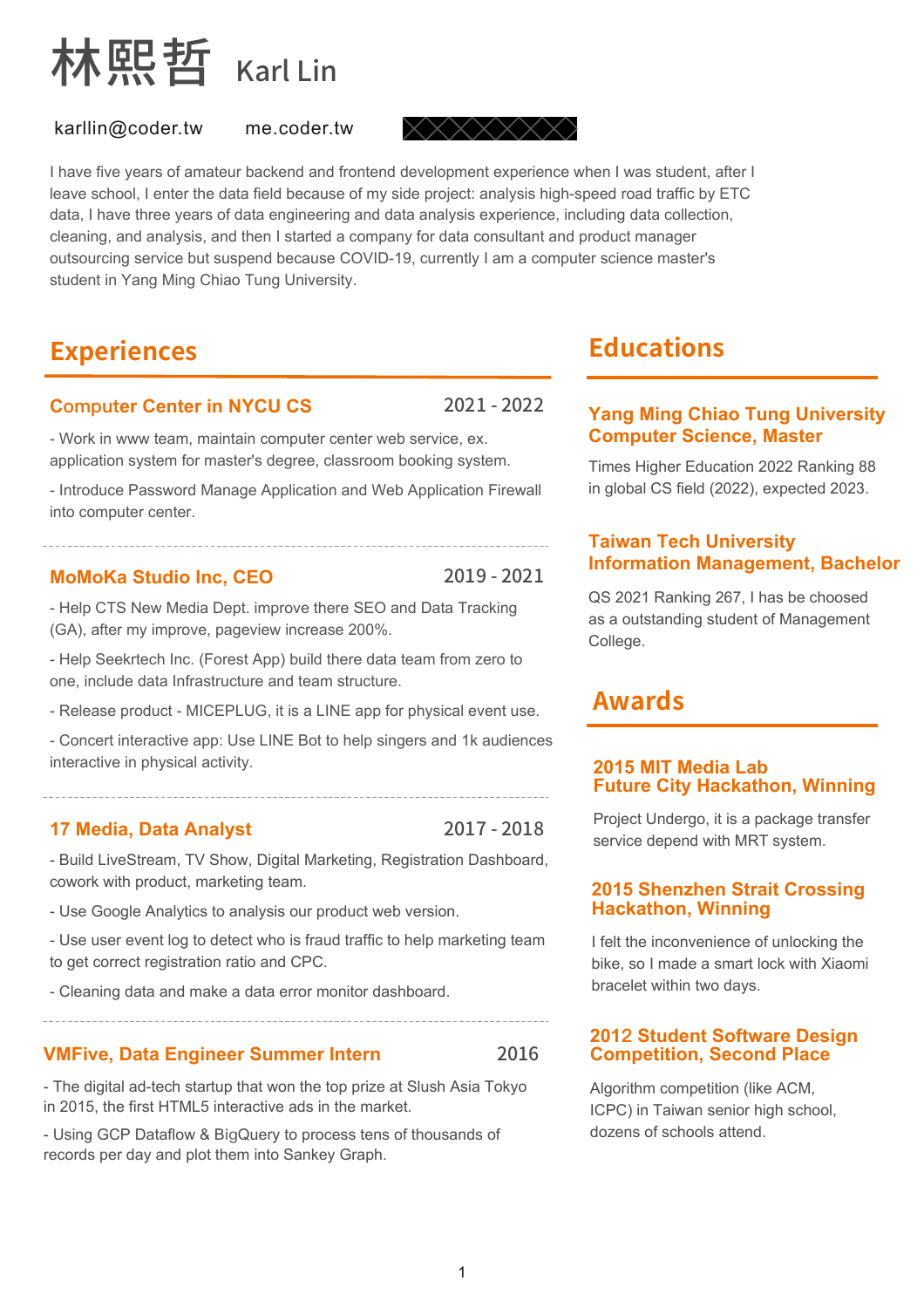# 林熙哲 Karl Lin

karllin@coder.tw　me.coder.tw

I have five years of amateur backend and frontend development experience when I was student, after I leave school, I enter the data field because of my side project: analysis high-speed road traffic by ETC data, I have three years of data engineering and data analysis experience, including data collection, cleaning, and analysis, and then I started a company for data consultant and product manager outsourcing service but suspend because COVID-19, currently I am a computer science master's student in Yang Ming Chiao Tung University.

## Experiences

### Computer Center in NYCU CS — 2021 - 2022

- Work in www team, maintain computer center web service, ex. application system for master's degree, classroom booking system.
- Introduce Password Manage Application and Web Application Firewall into computer center.

### MoMoKa Studio Inc, CEO — 2019 - 2021

- Help CTS New Media Dept. improve there SEO and Data Tracking (GA), after my improve, pageview increase 200%.
- Help Seekrtech Inc. (Forest App) build there data team from zero to one, include data Infrastructure and team structure.
- Release product - MICEPLUG, it is a LINE app for physical event use.
- Concert interactive app: Use LINE Bot to help singers and 1k audiences interactive in physical activity.

### 17 Media, Data Analyst — 2017 - 2018

- Build LiveStream, TV Show, Digital Marketing, Registration Dashboard, cowork with product, marketing team.
- Use Google Analytics to analysis our product web version.
- Use user event log to detect who is fraud traffic to help marketing team to get correct registration ratio and CPC.
- Cleaning data and make a data error monitor dashboard.

### VMFive, Data Engineer Summer Intern — 2016

- The digital ad-tech startup that won the top prize at Slush Asia Tokyo in 2015, the first HTML5 interactive ads in the market.
- Using GCP Dataflow & BigQuery to process tens of thousands of records per day and plot them into Sankey Graph.

## Educations

### Yang Ming Chiao Tung University Computer Science, Master

Times Higher Education 2022 Ranking 88 in global CS field (2022), expected 2023.

### Taiwan Tech University Information Management, Bachelor

QS 2021 Ranking 267, I has be choosed as a outstanding student of Management College.

## Awards

### 2015 MIT Media Lab Future City Hackathon, Winning

Project Undergo, it is a package transfer service depend with MRT system.

### 2015 Shenzhen Strait Crossing Hackathon, Winning

I felt the inconvenience of unlocking the bike, so I made a smart lock with Xiaomi bracelet within two days.

### 2012 Student Software Design Competition, Second Place

Algorithm competition (like ACM, ICPC) in Taiwan senior high school, dozens of schools attend.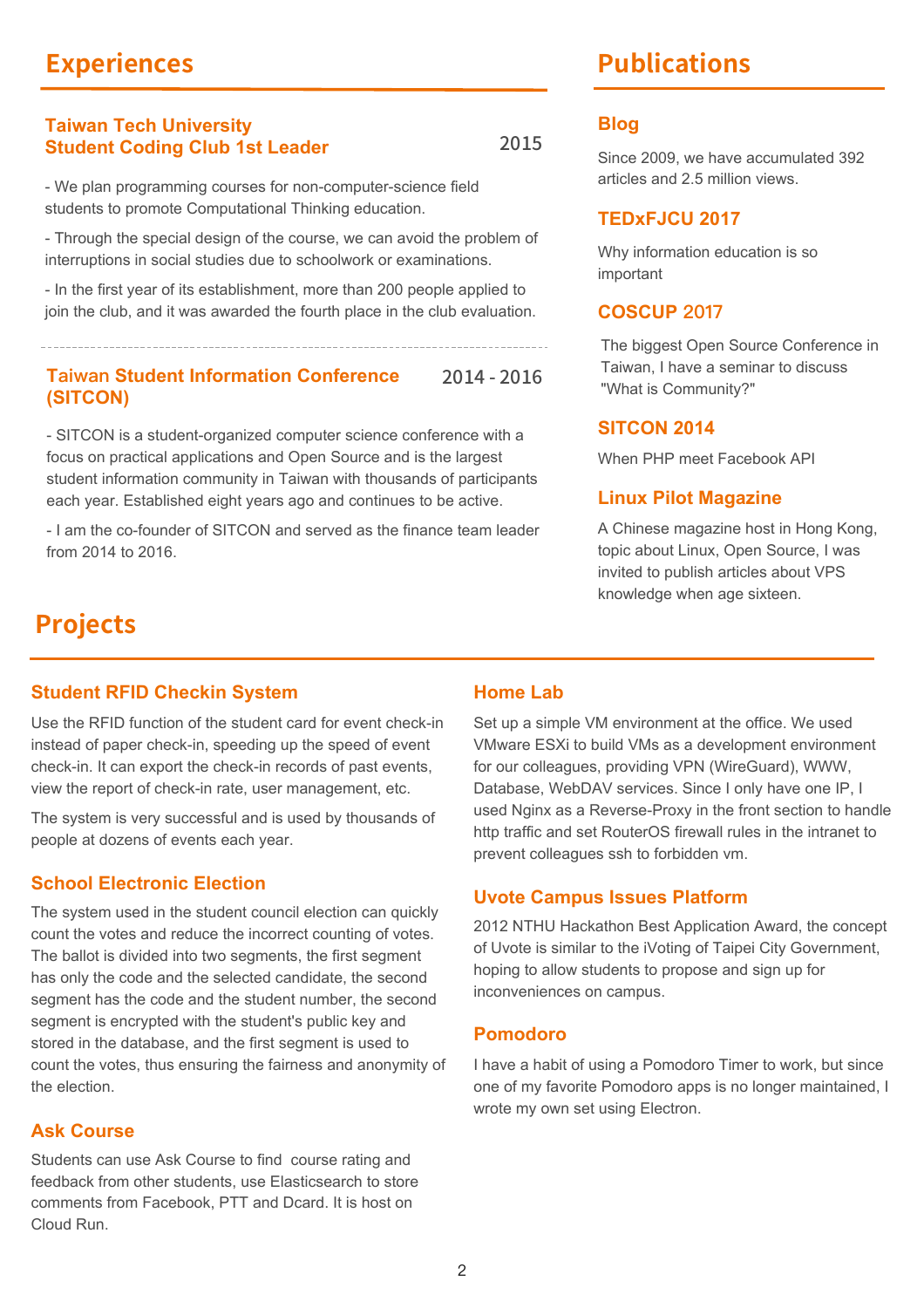## Experiences

### Taiwan Tech University Student Coding Club 1st Leader

2015

- We plan programming courses for non-computer-science field students to promote Computational Thinking education.
- Through the special design of the course, we can avoid the problem of interruptions in social studies due to schoolwork or examinations.
- In the first year of its establishment, more than 200 people applied to join the club, and it was awarded the fourth place in the club evaluation.

---

### Taiwan Student Information Conference (SITCON)

2014 - 2016

- SITCON is a student-organized computer science conference with a focus on practical applications and Open Source and is the largest student information community in Taiwan with thousands of participants each year. Established eight years ago and continues to be active.
- I am the co-founder of SITCON and served as the finance team leader from 2014 to 2016.

## Publications

### Blog

Since 2009, we have accumulated 392 articles and 2.5 million views.

### TEDxFJCU 2017

Why information education is so important

### COSCUP 2017

The biggest Open Source Conference in Taiwan, I have a seminar to discuss "What is Community?"

### SITCON 2014

When PHP meet Facebook API

### Linux Pilot Magazine

A Chinese magazine host in Hong Kong, topic about Linux, Open Source, I was invited to publish articles about VPS knowledge when age sixteen.

## Projects

### Student RFID Checkin System

Use the RFID function of the student card for event check-in instead of paper check-in, speeding up the speed of event check-in. It can export the check-in records of past events, view the report of check-in rate, user management, etc.

The system is very successful and is used by thousands of people at dozens of events each year.

### School Electronic Election

The system used in the student council election can quickly count the votes and reduce the incorrect counting of votes. The ballot is divided into two segments, the first segment has only the code and the selected candidate, the second segment has the code and the student number, the second segment is encrypted with the student's public key and stored in the database, and the first segment is used to count the votes, thus ensuring the fairness and anonymity of the election.

### Ask Course

Students can use Ask Course to find  course rating and feedback from other students, use Elasticsearch to store comments from Facebook, PTT and Dcard. It is host on Cloud Run.

### Home Lab

Set up a simple VM environment at the office. We used VMware ESXi to build VMs as a development environment for our colleagues, providing VPN (WireGuard), WWW, Database, WebDAV services. Since I only have one IP, I used Nginx as a Reverse-Proxy in the front section to handle http traffic and set RouterOS firewall rules in the intranet to prevent colleagues ssh to forbidden vm.

### Uvote Campus Issues Platform

2012 NTHU Hackathon Best Application Award, the concept of Uvote is similar to the iVoting of Taipei City Government, hoping to allow students to propose and sign up for inconveniences on campus.

### Pomodoro

I have a habit of using a Pomodoro Timer to work, but since one of my favorite Pomodoro apps is no longer maintained, I wrote my own set using Electron.